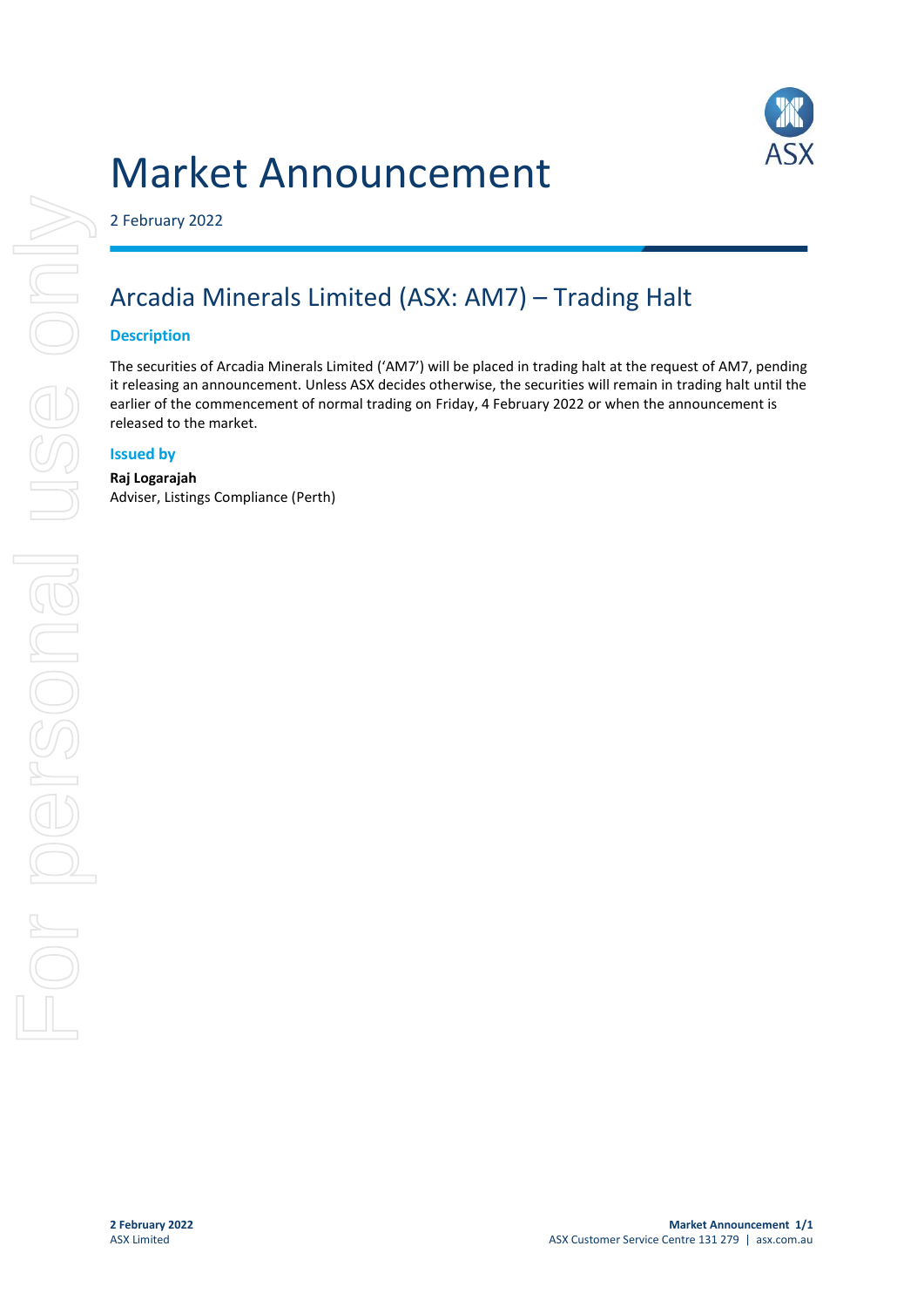# Market Announcement

2 February 2022

## Arcadia Minerals Limited (ASX: AM7) – Trading Halt

### Description

The securities of Arcadia Minerals Limited ('AM7') will be placed in trading halt at the request of AM7, pending it releasing an announcement. Unless ASX decides otherwise, the securities will remain in trading halt until the earlier of the commencement of normal trading on Friday, 4 February 2022 or when the announcement is released to the market.

### Issued by

**Raj Logarajah**
Adviser, Listings Compliance (Perth)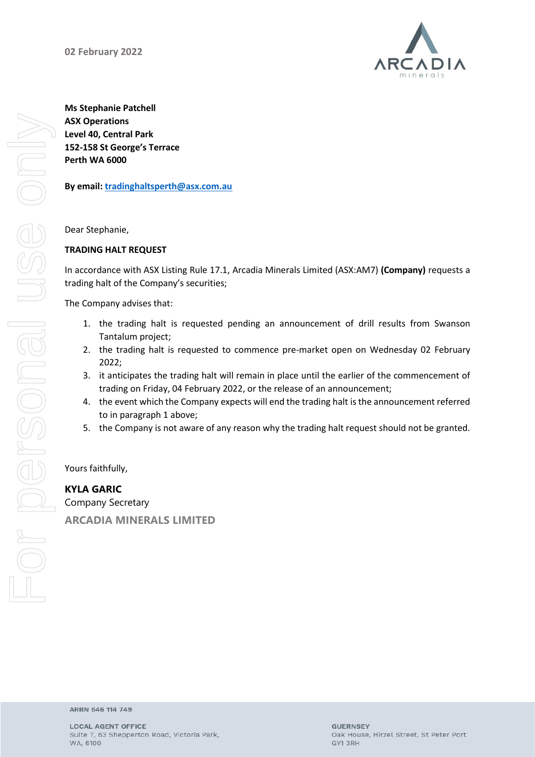02 February 2022

**Ms Stephanie Patchell**
**ASX Operations**
**Level 40, Central Park**
**152-158 St George's Terrace**
**Perth WA 6000**

**By email: tradinghaltsperth@asx.com.au**

Dear Stephanie,

**TRADING HALT REQUEST**

In accordance with ASX Listing Rule 17.1, Arcadia Minerals Limited (ASX:AM7) **(Company)** requests a trading halt of the Company's securities;

The Company advises that:

1. the trading halt is requested pending an announcement of drill results from Swanson Tantalum project;
2. the trading halt is requested to commence pre-market open on Wednesday 02 February 2022;
3. it anticipates the trading halt will remain in place until the earlier of the commencement of trading on Friday, 04 February 2022, or the release of an announcement;
4. the event which the Company expects will end the trading halt is the announcement referred to in paragraph 1 above;
5. the Company is not aware of any reason why the trading halt request should not be granted.

Yours faithfully,

**KYLA GARIC**
Company Secretary
**ARCADIA MINERALS LIMITED**

ARBN 646 114 749

LOCAL AGENT OFFICE
Suite 7, 63 Shepperton Road, Victoria Park, WA, 6100

GUERNSEY
Oak House, Hirzel Street, St Peter Port GY1 3RH